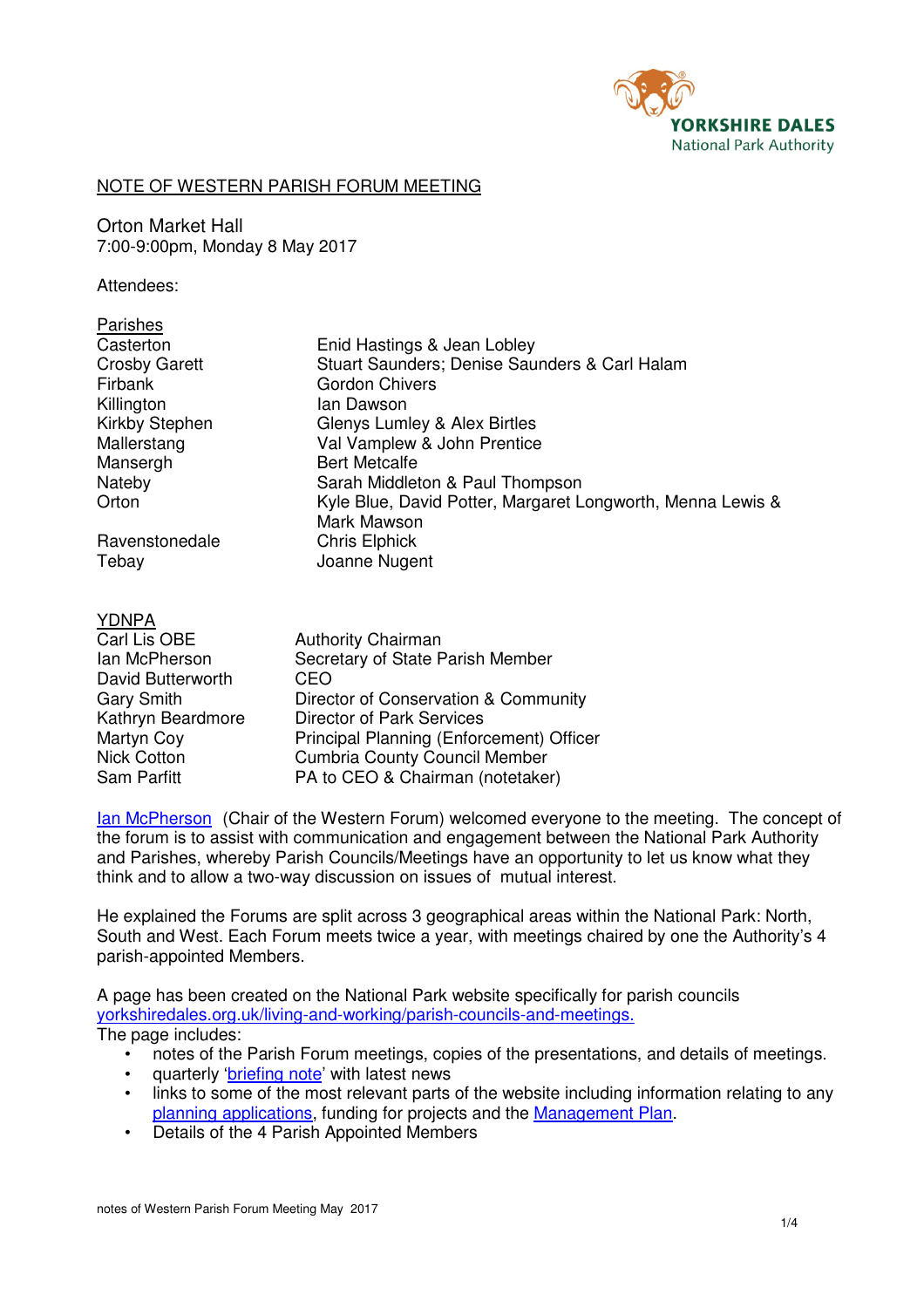## NOTE OF WESTERN PARISH FORUM MEETING

Orton Market Hall
7:00-9:00pm, Monday 8 May 2017

Attendees:

**Parishes**

| | |
|---|---|
| Casterton | Enid Hastings & Jean Lobley |
| Crosby Garett | Stuart Saunders; Denise Saunders & Carl Halam |
| Firbank | Gordon Chivers |
| Killington | Ian Dawson |
| Kirkby Stephen | Glenys Lumley & Alex Birtles |
| Mallerstang | Val Vamplew & John Prentice |
| Mansergh | Bert Metcalfe |
| Nateby | Sarah Middleton & Paul Thompson |
| Orton | Kyle Blue, David Potter, Margaret Longworth, Menna Lewis & Mark Mawson |
| Ravenstonedale | Chris Elphick |
| Tebay | Joanne Nugent |

**YDNPA**

| | |
|---|---|
| Carl Lis OBE | Authority Chairman |
| Ian McPherson | Secretary of State Parish Member |
| David Butterworth | CEO |
| Gary Smith | Director of Conservation & Community |
| Kathryn Beardmore | Director of Park Services |
| Martyn Coy | Principal Planning (Enforcement) Officer |
| Nick Cotton | Cumbria County Council Member |
| Sam Parfitt | PA to CEO & Chairman (notetaker) |

Ian McPherson (Chair of the Western Forum) welcomed everyone to the meeting. The concept of the forum is to assist with communication and engagement between the National Park Authority and Parishes, whereby Parish Councils/Meetings have an opportunity to let us know what they think and to allow a two-way discussion on issues of mutual interest.

He explained the Forums are split across 3 geographical areas within the National Park: North, South and West. Each Forum meets twice a year, with meetings chaired by one the Authority's 4 parish-appointed Members.

A page has been created on the National Park website specifically for parish councils yorkshiredales.org.uk/living-and-working/parish-councils-and-meetings.
The page includes:

- notes of the Parish Forum meetings, copies of the presentations, and details of meetings.
- quarterly 'briefing note' with latest news
- links to some of the most relevant parts of the website including information relating to any planning applications, funding for projects and the Management Plan.
- Details of the 4 Parish Appointed Members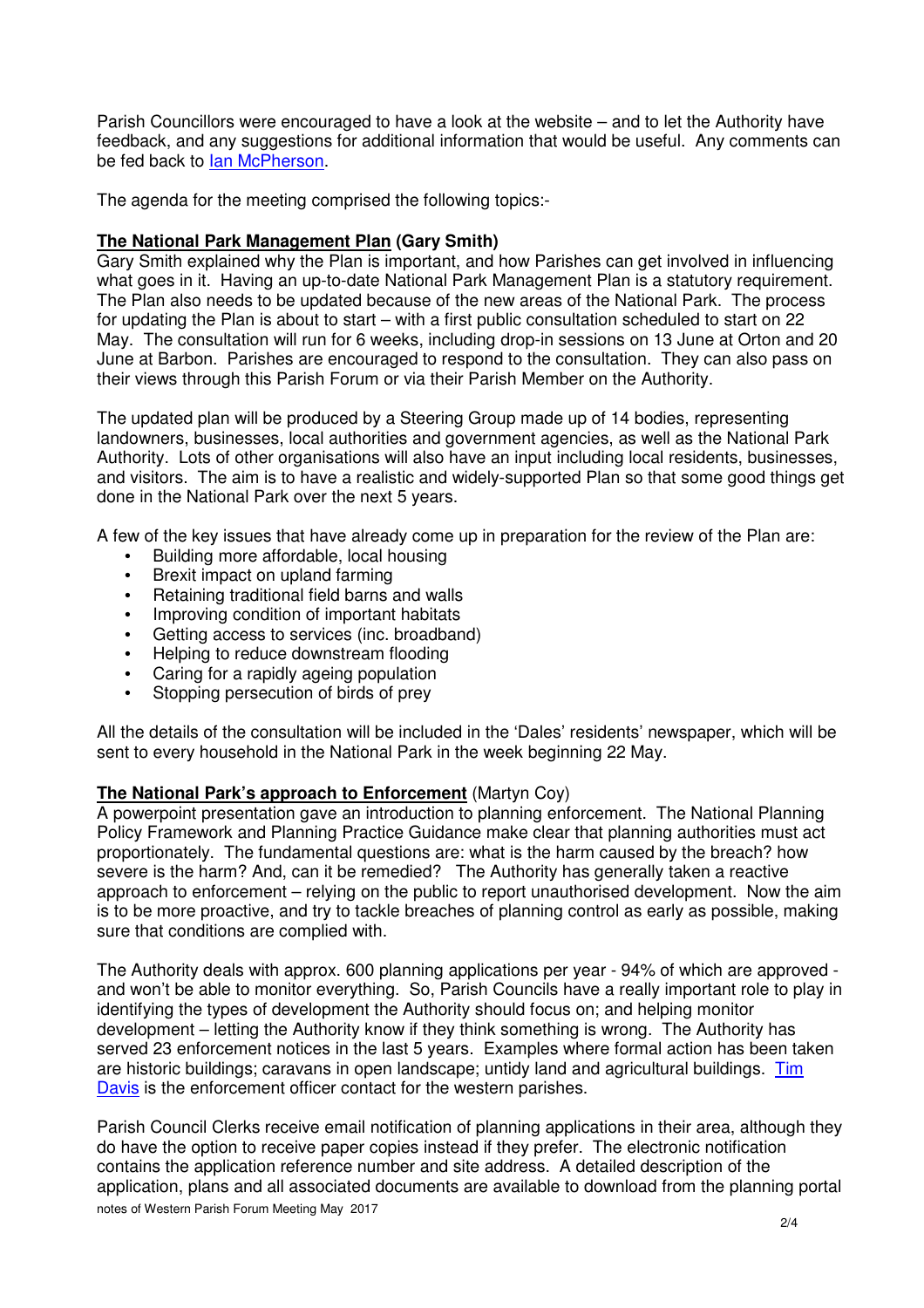Parish Councillors were encouraged to have a look at the website – and to let the Authority have feedback, and any suggestions for additional information that would be useful. Any comments can be fed back to Ian McPherson.

The agenda for the meeting comprised the following topics:-

**The National Park Management Plan (Gary Smith)**

Gary Smith explained why the Plan is important, and how Parishes can get involved in influencing what goes in it. Having an up-to-date National Park Management Plan is a statutory requirement. The Plan also needs to be updated because of the new areas of the National Park. The process for updating the Plan is about to start – with a first public consultation scheduled to start on 22 May. The consultation will run for 6 weeks, including drop-in sessions on 13 June at Orton and 20 June at Barbon. Parishes are encouraged to respond to the consultation. They can also pass on their views through this Parish Forum or via their Parish Member on the Authority.

The updated plan will be produced by a Steering Group made up of 14 bodies, representing landowners, businesses, local authorities and government agencies, as well as the National Park Authority. Lots of other organisations will also have an input including local residents, businesses, and visitors. The aim is to have a realistic and widely-supported Plan so that some good things get done in the National Park over the next 5 years.

A few of the key issues that have already come up in preparation for the review of the Plan are:

- Building more affordable, local housing
- Brexit impact on upland farming
- Retaining traditional field barns and walls
- Improving condition of important habitats
- Getting access to services (inc. broadband)
- Helping to reduce downstream flooding
- Caring for a rapidly ageing population
- Stopping persecution of birds of prey

All the details of the consultation will be included in the 'Dales' residents' newspaper, which will be sent to every household in the National Park in the week beginning 22 May.

**The National Park's approach to Enforcement** (Martyn Coy)

A powerpoint presentation gave an introduction to planning enforcement. The National Planning Policy Framework and Planning Practice Guidance make clear that planning authorities must act proportionately. The fundamental questions are: what is the harm caused by the breach? how severe is the harm? And, can it be remedied? The Authority has generally taken a reactive approach to enforcement – relying on the public to report unauthorised development. Now the aim is to be more proactive, and try to tackle breaches of planning control as early as possible, making sure that conditions are complied with.

The Authority deals with approx. 600 planning applications per year - 94% of which are approved - and won't be able to monitor everything. So, Parish Councils have a really important role to play in identifying the types of development the Authority should focus on; and helping monitor development – letting the Authority know if they think something is wrong. The Authority has served 23 enforcement notices in the last 5 years. Examples where formal action has been taken are historic buildings; caravans in open landscape; untidy land and agricultural buildings. Tim Davis is the enforcement officer contact for the western parishes.

Parish Council Clerks receive email notification of planning applications in their area, although they do have the option to receive paper copies instead if they prefer. The electronic notification contains the application reference number and site address. A detailed description of the application, plans and all associated documents are available to download from the planning portal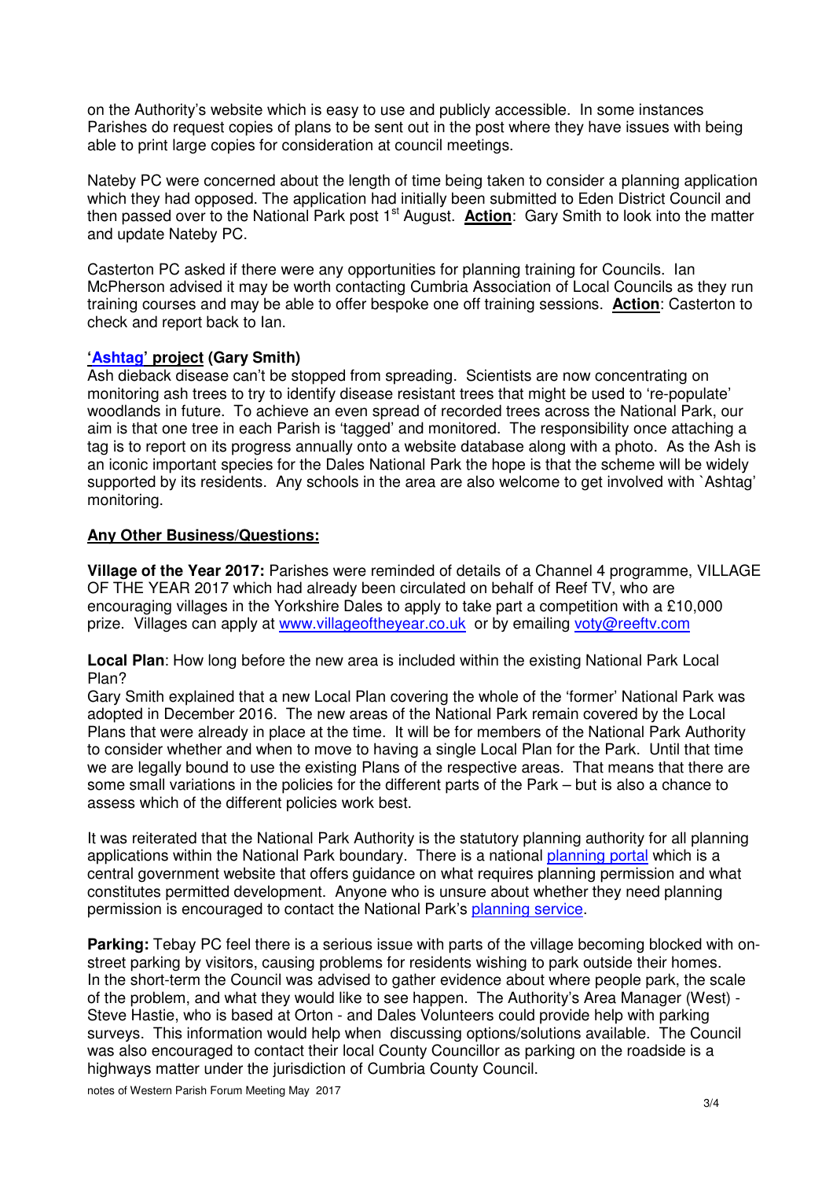on the Authority's website which is easy to use and publicly accessible. In some instances Parishes do request copies of plans to be sent out in the post where they have issues with being able to print large copies for consideration at council meetings.

Nateby PC were concerned about the length of time being taken to consider a planning application which they had opposed. The application had initially been submitted to Eden District Council and then passed over to the National Park post 1st August. **Action**: Gary Smith to look into the matter and update Nateby PC.

Casterton PC asked if there were any opportunities for planning training for Councils. Ian McPherson advised it may be worth contacting Cumbria Association of Local Councils as they run training courses and may be able to offer bespoke one off training sessions. **Action**: Casterton to check and report back to Ian.

**'Ashtag' project (Gary Smith)**

Ash dieback disease can't be stopped from spreading. Scientists are now concentrating on monitoring ash trees to try to identify disease resistant trees that might be used to 're-populate' woodlands in future. To achieve an even spread of recorded trees across the National Park, our aim is that one tree in each Parish is 'tagged' and monitored. The responsibility once attaching a tag is to report on its progress annually onto a website database along with a photo. As the Ash is an iconic important species for the Dales National Park the hope is that the scheme will be widely supported by its residents. Any schools in the area are also welcome to get involved with `Ashtag' monitoring.

**Any Other Business/Questions:**

**Village of the Year 2017:** Parishes were reminded of details of a Channel 4 programme, VILLAGE OF THE YEAR 2017 which had already been circulated on behalf of Reef TV, who are encouraging villages in the Yorkshire Dales to apply to take part a competition with a £10,000 prize. Villages can apply at www.villageoftheyear.co.uk or by emailing voty@reeftv.com

**Local Plan**: How long before the new area is included within the existing National Park Local Plan?

Gary Smith explained that a new Local Plan covering the whole of the 'former' National Park was adopted in December 2016. The new areas of the National Park remain covered by the Local Plans that were already in place at the time. It will be for members of the National Park Authority to consider whether and when to move to having a single Local Plan for the Park. Until that time we are legally bound to use the existing Plans of the respective areas. That means that there are some small variations in the policies for the different parts of the Park – but is also a chance to assess which of the different policies work best.

It was reiterated that the National Park Authority is the statutory planning authority for all planning applications within the National Park boundary. There is a national planning portal which is a central government website that offers guidance on what requires planning permission and what constitutes permitted development. Anyone who is unsure about whether they need planning permission is encouraged to contact the National Park's planning service.

**Parking:** Tebay PC feel there is a serious issue with parts of the village becoming blocked with on-street parking by visitors, causing problems for residents wishing to park outside their homes. In the short-term the Council was advised to gather evidence about where people park, the scale of the problem, and what they would like to see happen. The Authority's Area Manager (West) - Steve Hastie, who is based at Orton - and Dales Volunteers could provide help with parking surveys. This information would help when discussing options/solutions available. The Council was also encouraged to contact their local County Councillor as parking on the roadside is a highways matter under the jurisdiction of Cumbria County Council.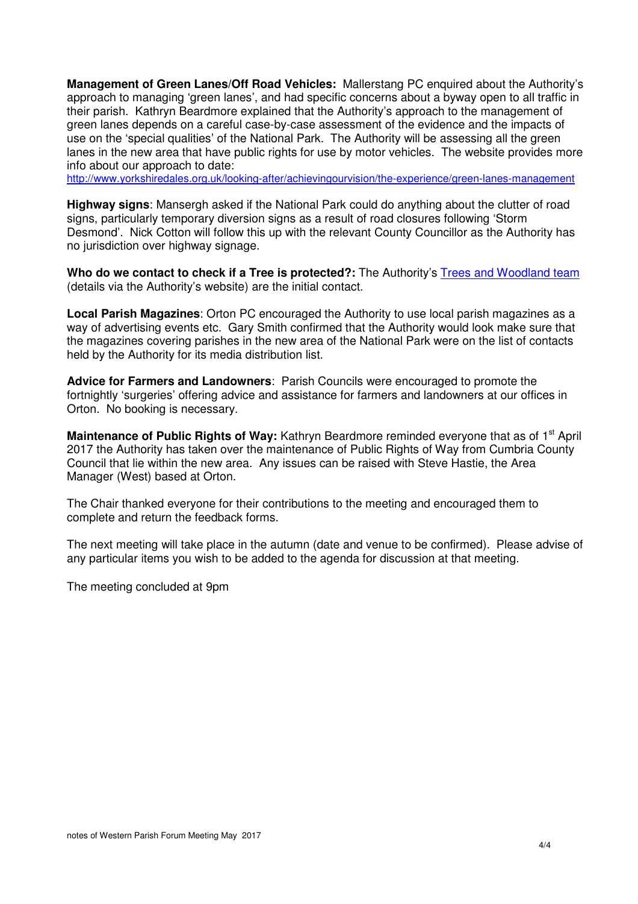**Management of Green Lanes/Off Road Vehicles:** Mallerstang PC enquired about the Authority's approach to managing 'green lanes', and had specific concerns about a byway open to all traffic in their parish. Kathryn Beardmore explained that the Authority's approach to the management of green lanes depends on a careful case-by-case assessment of the evidence and the impacts of use on the 'special qualities' of the National Park. The Authority will be assessing all the green lanes in the new area that have public rights for use by motor vehicles. The website provides more info about our approach to date:
http://www.yorkshiredales.org.uk/looking-after/achievingourvision/the-experience/green-lanes-management

**Highway signs**: Mansergh asked if the National Park could do anything about the clutter of road signs, particularly temporary diversion signs as a result of road closures following 'Storm Desmond'. Nick Cotton will follow this up with the relevant County Councillor as the Authority has no jurisdiction over highway signage.

**Who do we contact to check if a Tree is protected?:** The Authority's Trees and Woodland team (details via the Authority's website) are the initial contact.

**Local Parish Magazines**: Orton PC encouraged the Authority to use local parish magazines as a way of advertising events etc. Gary Smith confirmed that the Authority would look make sure that the magazines covering parishes in the new area of the National Park were on the list of contacts held by the Authority for its media distribution list.

**Advice for Farmers and Landowners**: Parish Councils were encouraged to promote the fortnightly 'surgeries' offering advice and assistance for farmers and landowners at our offices in Orton. No booking is necessary.

**Maintenance of Public Rights of Way:** Kathryn Beardmore reminded everyone that as of 1st April 2017 the Authority has taken over the maintenance of Public Rights of Way from Cumbria County Council that lie within the new area. Any issues can be raised with Steve Hastie, the Area Manager (West) based at Orton.

The Chair thanked everyone for their contributions to the meeting and encouraged them to complete and return the feedback forms.

The next meeting will take place in the autumn (date and venue to be confirmed). Please advise of any particular items you wish to be added to the agenda for discussion at that meeting.

The meeting concluded at 9pm